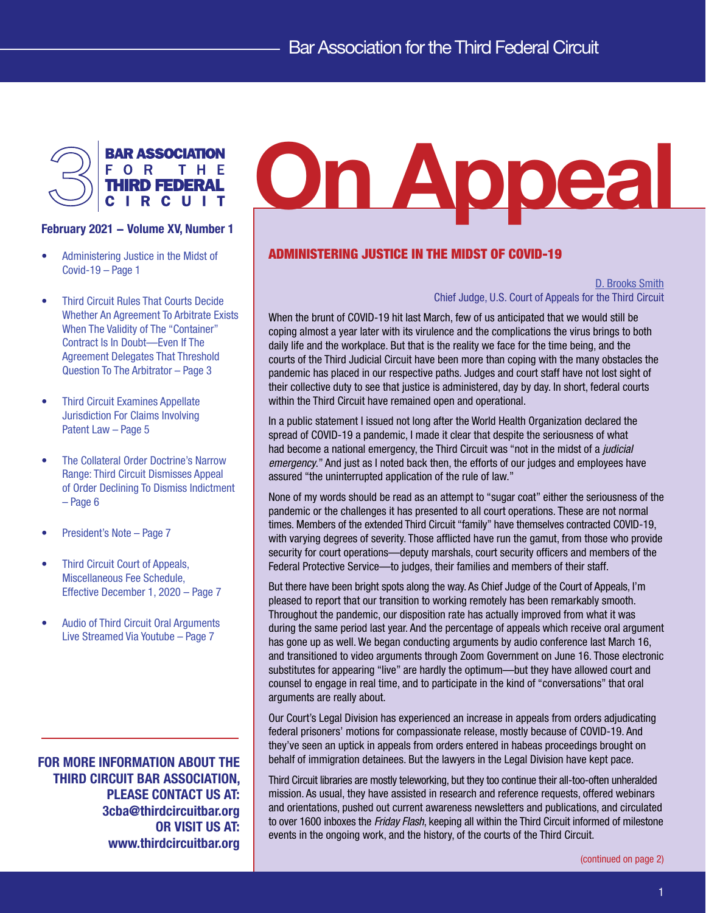**BAR ASSOCIATION FOR THE THIRD FEDERAL CIRCUIT**

# On Appeal

**February 2021 – Volume XV, Number 1**

- Administering Justice in the Midst of Covid-19 – Page 1
- Third Circuit Rules That Courts Decide Whether An Agreement To Arbitrate Exists When The Validity of The "Container" Contract Is In Doubt—Even If The Agreement Delegates That Threshold Question To The Arbitrator – Page 3
- Third Circuit Examines Appellate Jurisdiction For Claims Involving Patent Law – Page 5
- The Collateral Order Doctrine's Narrow Range: Third Circuit Dismisses Appeal of Order Declining To Dismiss Indictment – Page 6
- President's Note – Page 7
- Third Circuit Court of Appeals, Miscellaneous Fee Schedule, Effective December 1, 2020 – Page 7
- Audio of Third Circuit Oral Arguments Live Streamed Via Youtube – Page 7

**FOR MORE INFORMATION ABOUT THE THIRD CIRCUIT BAR ASSOCIATION, PLEASE CONTACT US AT: 3cba@thirdcircuitbar.org OR VISIT US AT: www.thirdcircuitbar.org**

## ADMINISTERING JUSTICE IN THE MIDST OF COVID-19

D. Brooks Smith
Chief Judge, U.S. Court of Appeals for the Third Circuit

When the brunt of COVID-19 hit last March, few of us anticipated that we would still be coping almost a year later with its virulence and the complications the virus brings to both daily life and the workplace. But that is the reality we face for the time being, and the courts of the Third Judicial Circuit have been more than coping with the many obstacles the pandemic has placed in our respective paths. Judges and court staff have not lost sight of their collective duty to see that justice is administered, day by day. In short, federal courts within the Third Circuit have remained open and operational.

In a public statement I issued not long after the World Health Organization declared the spread of COVID-19 a pandemic, I made it clear that despite the seriousness of what had become a national emergency, the Third Circuit was "not in the midst of a *judicial emergency*." And just as I noted back then, the efforts of our judges and employees have assured "the uninterrupted application of the rule of law."

None of my words should be read as an attempt to "sugar coat" either the seriousness of the pandemic or the challenges it has presented to all court operations. These are not normal times. Members of the extended Third Circuit "family" have themselves contracted COVID-19, with varying degrees of severity. Those afflicted have run the gamut, from those who provide security for court operations—deputy marshals, court security officers and members of the Federal Protective Service—to judges, their families and members of their staff.

But there have been bright spots along the way. As Chief Judge of the Court of Appeals, I'm pleased to report that our transition to working remotely has been remarkably smooth. Throughout the pandemic, our disposition rate has actually improved from what it was during the same period last year. And the percentage of appeals which receive oral argument has gone up as well. We began conducting arguments by audio conference last March 16, and transitioned to video arguments through Zoom Government on June 16. Those electronic substitutes for appearing "live" are hardly the optimum—but they have allowed court and counsel to engage in real time, and to participate in the kind of "conversations" that oral arguments are really about.

Our Court's Legal Division has experienced an increase in appeals from orders adjudicating federal prisoners' motions for compassionate release, mostly because of COVID-19. And they've seen an uptick in appeals from orders entered in habeas proceedings brought on behalf of immigration detainees. But the lawyers in the Legal Division have kept pace.

Third Circuit libraries are mostly teleworking, but they too continue their all-too-often unheralded mission. As usual, they have assisted in research and reference requests, offered webinars and orientations, pushed out current awareness newsletters and publications, and circulated to over 1600 inboxes the *Friday Flash*, keeping all within the Third Circuit informed of milestone events in the ongoing work, and the history, of the courts of the Third Circuit.

(continued on page 2)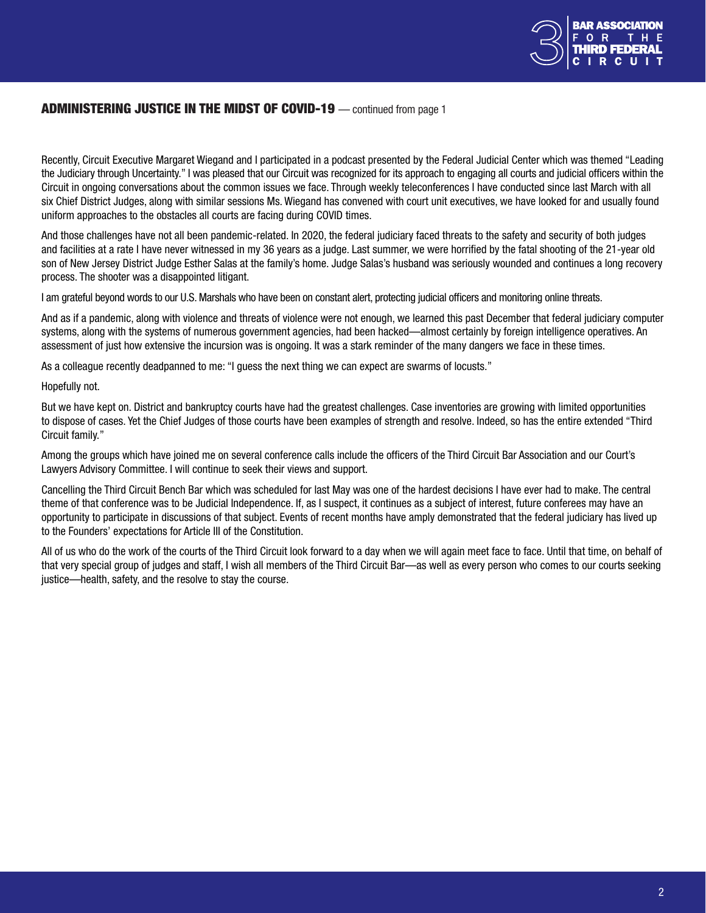## ADMINISTERING JUSTICE IN THE MIDST OF COVID-19 — continued from page 1

Recently, Circuit Executive Margaret Wiegand and I participated in a podcast presented by the Federal Judicial Center which was themed "Leading the Judiciary through Uncertainty." I was pleased that our Circuit was recognized for its approach to engaging all courts and judicial officers within the Circuit in ongoing conversations about the common issues we face. Through weekly teleconferences I have conducted since last March with all six Chief District Judges, along with similar sessions Ms. Wiegand has convened with court unit executives, we have looked for and usually found uniform approaches to the obstacles all courts are facing during COVID times.

And those challenges have not all been pandemic-related. In 2020, the federal judiciary faced threats to the safety and security of both judges and facilities at a rate I have never witnessed in my 36 years as a judge. Last summer, we were horrified by the fatal shooting of the 21-year old son of New Jersey District Judge Esther Salas at the family's home. Judge Salas's husband was seriously wounded and continues a long recovery process. The shooter was a disappointed litigant.

I am grateful beyond words to our U.S. Marshals who have been on constant alert, protecting judicial officers and monitoring online threats.

And as if a pandemic, along with violence and threats of violence were not enough, we learned this past December that federal judiciary computer systems, along with the systems of numerous government agencies, had been hacked—almost certainly by foreign intelligence operatives. An assessment of just how extensive the incursion was is ongoing. It was a stark reminder of the many dangers we face in these times.

As a colleague recently deadpanned to me: "I guess the next thing we can expect are swarms of locusts."

Hopefully not.

But we have kept on. District and bankruptcy courts have had the greatest challenges. Case inventories are growing with limited opportunities to dispose of cases. Yet the Chief Judges of those courts have been examples of strength and resolve. Indeed, so has the entire extended "Third Circuit family."

Among the groups which have joined me on several conference calls include the officers of the Third Circuit Bar Association and our Court's Lawyers Advisory Committee. I will continue to seek their views and support.

Cancelling the Third Circuit Bench Bar which was scheduled for last May was one of the hardest decisions I have ever had to make. The central theme of that conference was to be Judicial Independence. If, as I suspect, it continues as a subject of interest, future conferees may have an opportunity to participate in discussions of that subject. Events of recent months have amply demonstrated that the federal judiciary has lived up to the Founders' expectations for Article III of the Constitution.

All of us who do the work of the courts of the Third Circuit look forward to a day when we will again meet face to face. Until that time, on behalf of that very special group of judges and staff, I wish all members of the Third Circuit Bar—as well as every person who comes to our courts seeking justice—health, safety, and the resolve to stay the course.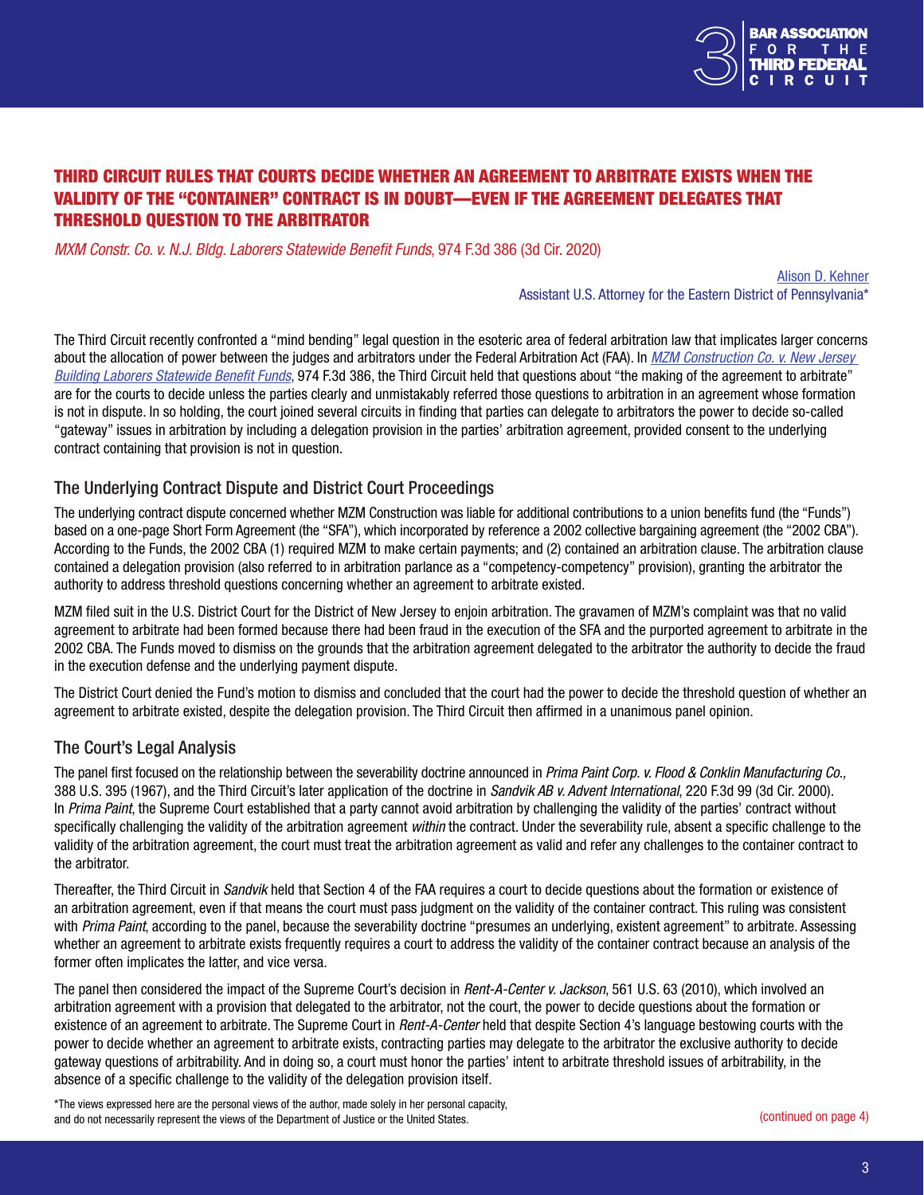## THIRD CIRCUIT RULES THAT COURTS DECIDE WHETHER AN AGREEMENT TO ARBITRATE EXISTS WHEN THE VALIDITY OF THE "CONTAINER" CONTRACT IS IN DOUBT—EVEN IF THE AGREEMENT DELEGATES THAT THRESHOLD QUESTION TO THE ARBITRATOR

*MXM Constr. Co. v. N.J. Bldg. Laborers Statewide Benefit Funds*, 974 F.3d 386 (3d Cir. 2020)

Alison D. Kehner
Assistant U.S. Attorney for the Eastern District of Pennsylvania*

The Third Circuit recently confronted a "mind bending" legal question in the esoteric area of federal arbitration law that implicates larger concerns about the allocation of power between the judges and arbitrators under the Federal Arbitration Act (FAA). In *MZM Construction Co. v. New Jersey Building Laborers Statewide Benefit Funds*, 974 F.3d 386, the Third Circuit held that questions about "the making of the agreement to arbitrate" are for the courts to decide unless the parties clearly and unmistakably referred those questions to arbitration in an agreement whose formation is not in dispute. In so holding, the court joined several circuits in finding that parties can delegate to arbitrators the power to decide so-called "gateway" issues in arbitration by including a delegation provision in the parties' arbitration agreement, provided consent to the underlying contract containing that provision is not in question.

### The Underlying Contract Dispute and District Court Proceedings

The underlying contract dispute concerned whether MZM Construction was liable for additional contributions to a union benefits fund (the "Funds") based on a one-page Short Form Agreement (the "SFA"), which incorporated by reference a 2002 collective bargaining agreement (the "2002 CBA"). According to the Funds, the 2002 CBA (1) required MZM to make certain payments; and (2) contained an arbitration clause. The arbitration clause contained a delegation provision (also referred to in arbitration parlance as a "competency-competency" provision), granting the arbitrator the authority to address threshold questions concerning whether an agreement to arbitrate existed.

MZM filed suit in the U.S. District Court for the District of New Jersey to enjoin arbitration. The gravamen of MZM's complaint was that no valid agreement to arbitrate had been formed because there had been fraud in the execution of the SFA and the purported agreement to arbitrate in the 2002 CBA. The Funds moved to dismiss on the grounds that the arbitration agreement delegated to the arbitrator the authority to decide the fraud in the execution defense and the underlying payment dispute.

The District Court denied the Fund's motion to dismiss and concluded that the court had the power to decide the threshold question of whether an agreement to arbitrate existed, despite the delegation provision. The Third Circuit then affirmed in a unanimous panel opinion.

### The Court's Legal Analysis

The panel first focused on the relationship between the severability doctrine announced in *Prima Paint Corp. v. Flood & Conklin Manufacturing Co.,* 388 U.S. 395 (1967), and the Third Circuit's later application of the doctrine in *Sandvik AB v. Advent International*, 220 F.3d 99 (3d Cir. 2000). In *Prima Paint*, the Supreme Court established that a party cannot avoid arbitration by challenging the validity of the parties' contract without specifically challenging the validity of the arbitration agreement *within* the contract. Under the severability rule, absent a specific challenge to the validity of the arbitration agreement, the court must treat the arbitration agreement as valid and refer any challenges to the container contract to the arbitrator.

Thereafter, the Third Circuit in *Sandvik* held that Section 4 of the FAA requires a court to decide questions about the formation or existence of an arbitration agreement, even if that means the court must pass judgment on the validity of the container contract. This ruling was consistent with *Prima Paint*, according to the panel, because the severability doctrine "presumes an underlying, existent agreement" to arbitrate. Assessing whether an agreement to arbitrate exists frequently requires a court to address the validity of the container contract because an analysis of the former often implicates the latter, and vice versa.

The panel then considered the impact of the Supreme Court's decision in *Rent-A-Center v. Jackson*, 561 U.S. 63 (2010), which involved an arbitration agreement with a provision that delegated to the arbitrator, not the court, the power to decide questions about the formation or existence of an agreement to arbitrate. The Supreme Court in *Rent-A-Center* held that despite Section 4's language bestowing courts with the power to decide whether an agreement to arbitrate exists, contracting parties may delegate to the arbitrator the exclusive authority to decide gateway questions of arbitrability. And in doing so, a court must honor the parties' intent to arbitrate threshold issues of arbitrability, in the absence of a specific challenge to the validity of the delegation provision itself.

*The views expressed here are the personal views of the author, made solely in her personal capacity, and do not necessarily represent the views of the Department of Justice or the United States.

(continued on page 4)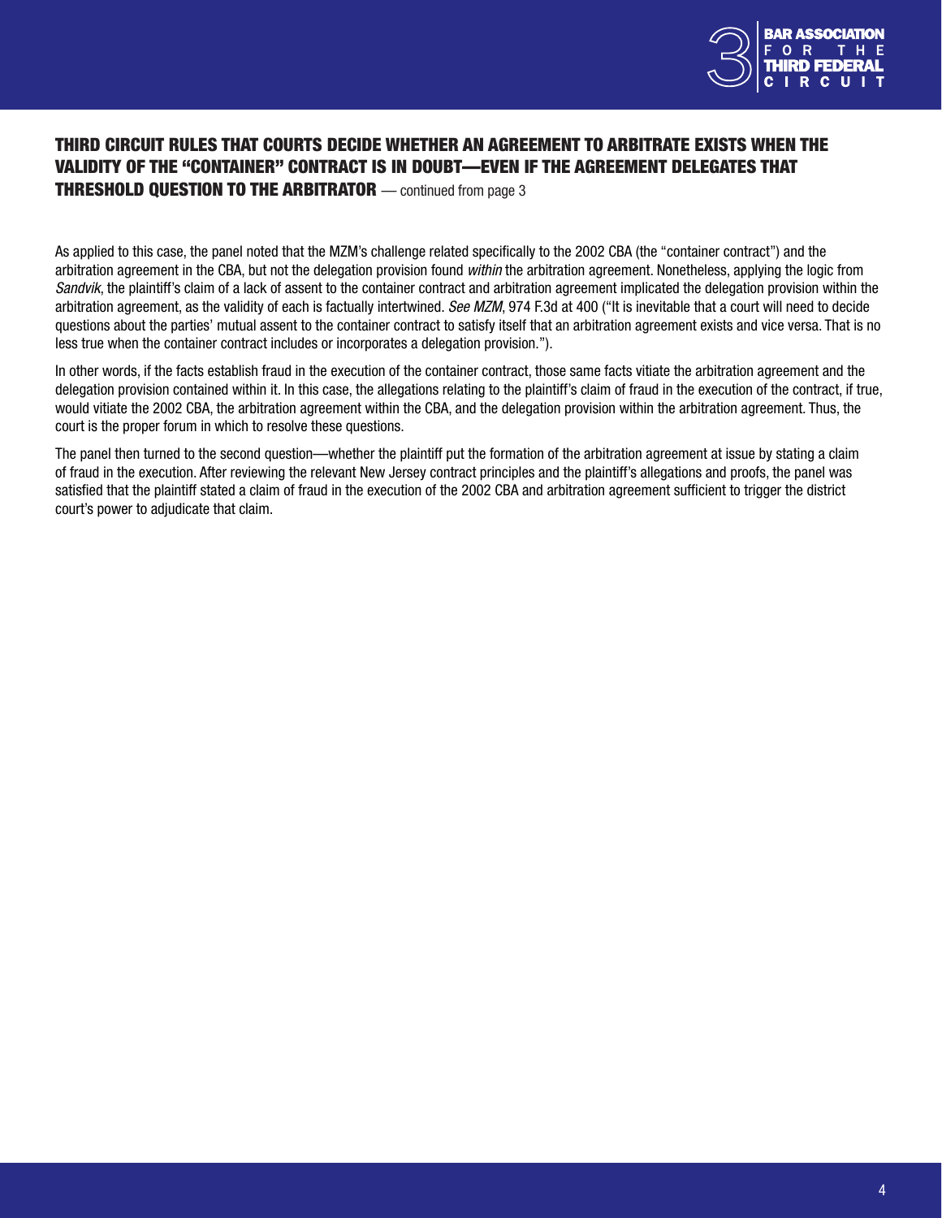## THIRD CIRCUIT RULES THAT COURTS DECIDE WHETHER AN AGREEMENT TO ARBITRATE EXISTS WHEN THE VALIDITY OF THE "CONTAINER" CONTRACT IS IN DOUBT—EVEN IF THE AGREEMENT DELEGATES THAT THRESHOLD QUESTION TO THE ARBITRATOR — continued from page 3

As applied to this case, the panel noted that the MZM's challenge related specifically to the 2002 CBA (the "container contract") and the arbitration agreement in the CBA, but not the delegation provision found *within* the arbitration agreement. Nonetheless, applying the logic from *Sandvik*, the plaintiff's claim of a lack of assent to the container contract and arbitration agreement implicated the delegation provision within the arbitration agreement, as the validity of each is factually intertwined. *See MZM*, 974 F.3d at 400 ("It is inevitable that a court will need to decide questions about the parties' mutual assent to the container contract to satisfy itself that an arbitration agreement exists and vice versa. That is no less true when the container contract includes or incorporates a delegation provision.").

In other words, if the facts establish fraud in the execution of the container contract, those same facts vitiate the arbitration agreement and the delegation provision contained within it. In this case, the allegations relating to the plaintiff's claim of fraud in the execution of the contract, if true, would vitiate the 2002 CBA, the arbitration agreement within the CBA, and the delegation provision within the arbitration agreement. Thus, the court is the proper forum in which to resolve these questions.

The panel then turned to the second question—whether the plaintiff put the formation of the arbitration agreement at issue by stating a claim of fraud in the execution. After reviewing the relevant New Jersey contract principles and the plaintiff's allegations and proofs, the panel was satisfied that the plaintiff stated a claim of fraud in the execution of the 2002 CBA and arbitration agreement sufficient to trigger the district court's power to adjudicate that claim.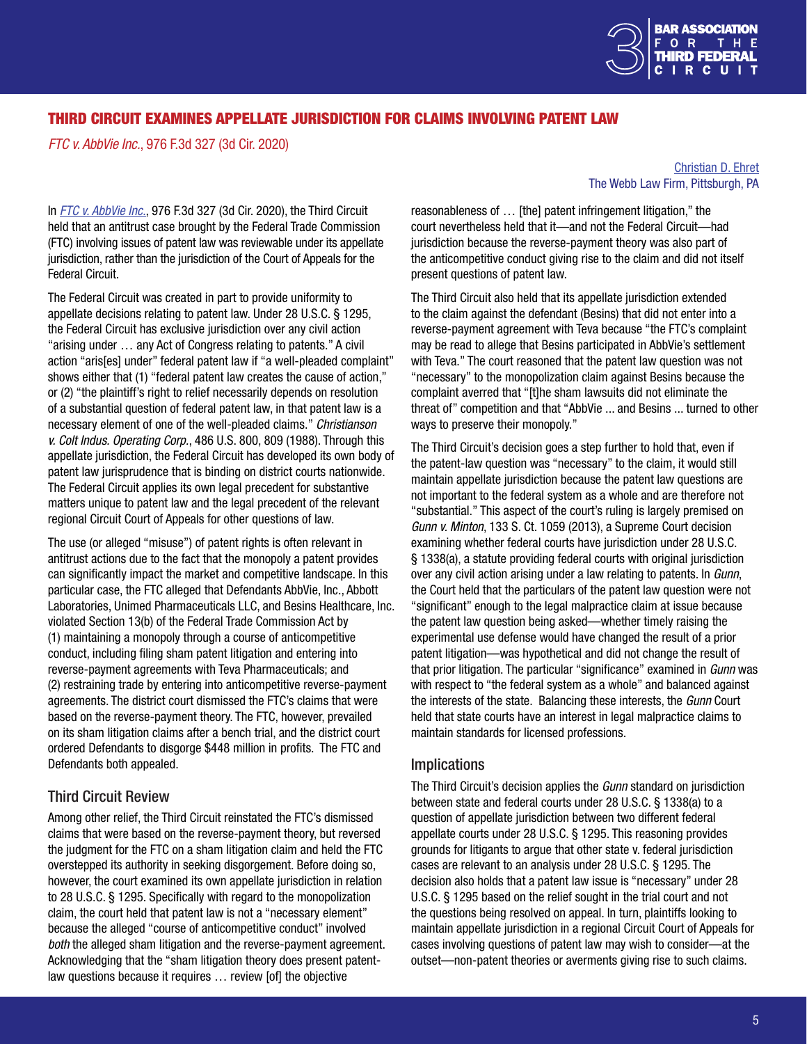## THIRD CIRCUIT EXAMINES APPELLATE JURISDICTION FOR CLAIMS INVOLVING PATENT LAW

*FTC v. AbbVie Inc.*, 976 F.3d 327 (3d Cir. 2020)

Christian D. Ehret
The Webb Law Firm, Pittsburgh, PA

In *FTC v. AbbVie Inc.*, 976 F.3d 327 (3d Cir. 2020), the Third Circuit held that an antitrust case brought by the Federal Trade Commission (FTC) involving issues of patent law was reviewable under its appellate jurisdiction, rather than the jurisdiction of the Court of Appeals for the Federal Circuit.

The Federal Circuit was created in part to provide uniformity to appellate decisions relating to patent law. Under 28 U.S.C. § 1295, the Federal Circuit has exclusive jurisdiction over any civil action "arising under … any Act of Congress relating to patents." A civil action "aris[es] under" federal patent law if "a well-pleaded complaint" shows either that (1) "federal patent law creates the cause of action," or (2) "the plaintiff's right to relief necessarily depends on resolution of a substantial question of federal patent law, in that patent law is a necessary element of one of the well-pleaded claims." *Christianson v. Colt Indus. Operating Corp.*, 486 U.S. 800, 809 (1988). Through this appellate jurisdiction, the Federal Circuit has developed its own body of patent law jurisprudence that is binding on district courts nationwide. The Federal Circuit applies its own legal precedent for substantive matters unique to patent law and the legal precedent of the relevant regional Circuit Court of Appeals for other questions of law.

The use (or alleged "misuse") of patent rights is often relevant in antitrust actions due to the fact that the monopoly a patent provides can significantly impact the market and competitive landscape. In this particular case, the FTC alleged that Defendants AbbVie, Inc., Abbott Laboratories, Unimed Pharmaceuticals LLC, and Besins Healthcare, Inc. violated Section 13(b) of the Federal Trade Commission Act by (1) maintaining a monopoly through a course of anticompetitive conduct, including filing sham patent litigation and entering into reverse-payment agreements with Teva Pharmaceuticals; and (2) restraining trade by entering into anticompetitive reverse-payment agreements. The district court dismissed the FTC's claims that were based on the reverse-payment theory. The FTC, however, prevailed on its sham litigation claims after a bench trial, and the district court ordered Defendants to disgorge $448 million in profits. The FTC and Defendants both appealed.

### Third Circuit Review

Among other relief, the Third Circuit reinstated the FTC's dismissed claims that were based on the reverse-payment theory, but reversed the judgment for the FTC on a sham litigation claim and held the FTC overstepped its authority in seeking disgorgement. Before doing so, however, the court examined its own appellate jurisdiction in relation to 28 U.S.C. § 1295. Specifically with regard to the monopolization claim, the court held that patent law is not a "necessary element" because the alleged "course of anticompetitive conduct" involved *both* the alleged sham litigation and the reverse-payment agreement. Acknowledging that the "sham litigation theory does present patent-law questions because it requires … review [of] the objective reasonableness of … [the] patent infringement litigation," the court nevertheless held that it—and not the Federal Circuit—had jurisdiction because the reverse-payment theory was also part of the anticompetitive conduct giving rise to the claim and did not itself present questions of patent law.

The Third Circuit also held that its appellate jurisdiction extended to the claim against the defendant (Besins) that did not enter into a reverse-payment agreement with Teva because "the FTC's complaint may be read to allege that Besins participated in AbbVie's settlement with Teva." The court reasoned that the patent law question was not "necessary" to the monopolization claim against Besins because the complaint averred that "[t]he sham lawsuits did not eliminate the threat of" competition and that "AbbVie ... and Besins ... turned to other ways to preserve their monopoly."

The Third Circuit's decision goes a step further to hold that, even if the patent-law question was "necessary" to the claim, it would still maintain appellate jurisdiction because the patent law questions are not important to the federal system as a whole and are therefore not "substantial." This aspect of the court's ruling is largely premised on *Gunn v. Minton*, 133 S. Ct. 1059 (2013), a Supreme Court decision examining whether federal courts have jurisdiction under 28 U.S.C. § 1338(a), a statute providing federal courts with original jurisdiction over any civil action arising under a law relating to patents. In *Gunn*, the Court held that the particulars of the patent law question were not "significant" enough to the legal malpractice claim at issue because the patent law question being asked—whether timely raising the experimental use defense would have changed the result of a prior patent litigation—was hypothetical and did not change the result of that prior litigation. The particular "significance" examined in *Gunn* was with respect to "the federal system as a whole" and balanced against the interests of the state. Balancing these interests, the *Gunn* Court held that state courts have an interest in legal malpractice claims to maintain standards for licensed professions.

### Implications

The Third Circuit's decision applies the *Gunn* standard on jurisdiction between state and federal courts under 28 U.S.C. § 1338(a) to a question of appellate jurisdiction between two different federal appellate courts under 28 U.S.C. § 1295. This reasoning provides grounds for litigants to argue that other state v. federal jurisdiction cases are relevant to an analysis under 28 U.S.C. § 1295. The decision also holds that a patent law issue is "necessary" under 28 U.S.C. § 1295 based on the relief sought in the trial court and not the questions being resolved on appeal. In turn, plaintiffs looking to maintain appellate jurisdiction in a regional Circuit Court of Appeals for cases involving questions of patent law may wish to consider—at the outset—non-patent theories or averments giving rise to such claims.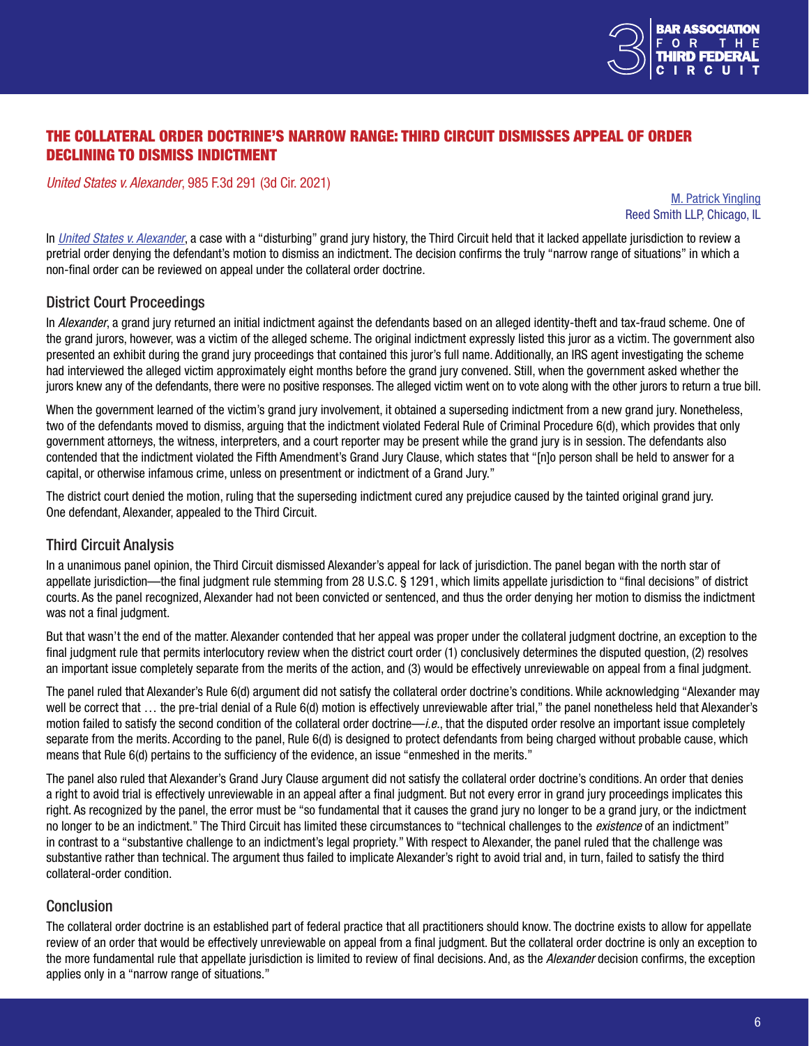# THE COLLATERAL ORDER DOCTRINE'S NARROW RANGE: THIRD CIRCUIT DISMISSES APPEAL OF ORDER DECLINING TO DISMISS INDICTMENT

*United States v. Alexander*, 985 F.3d 291 (3d Cir. 2021)

M. Patrick Yingling
Reed Smith LLP, Chicago, IL

In *United States v. Alexander*, a case with a "disturbing" grand jury history, the Third Circuit held that it lacked appellate jurisdiction to review a pretrial order denying the defendant's motion to dismiss an indictment. The decision confirms the truly "narrow range of situations" in which a non-final order can be reviewed on appeal under the collateral order doctrine.

## District Court Proceedings

In *Alexander*, a grand jury returned an initial indictment against the defendants based on an alleged identity-theft and tax-fraud scheme. One of the grand jurors, however, was a victim of the alleged scheme. The original indictment expressly listed this juror as a victim. The government also presented an exhibit during the grand jury proceedings that contained this juror's full name. Additionally, an IRS agent investigating the scheme had interviewed the alleged victim approximately eight months before the grand jury convened. Still, when the government asked whether the jurors knew any of the defendants, there were no positive responses. The alleged victim went on to vote along with the other jurors to return a true bill.

When the government learned of the victim's grand jury involvement, it obtained a superseding indictment from a new grand jury. Nonetheless, two of the defendants moved to dismiss, arguing that the indictment violated Federal Rule of Criminal Procedure 6(d), which provides that only government attorneys, the witness, interpreters, and a court reporter may be present while the grand jury is in session. The defendants also contended that the indictment violated the Fifth Amendment's Grand Jury Clause, which states that "[n]o person shall be held to answer for a capital, or otherwise infamous crime, unless on presentment or indictment of a Grand Jury."

The district court denied the motion, ruling that the superseding indictment cured any prejudice caused by the tainted original grand jury. One defendant, Alexander, appealed to the Third Circuit.

## Third Circuit Analysis

In a unanimous panel opinion, the Third Circuit dismissed Alexander's appeal for lack of jurisdiction. The panel began with the north star of appellate jurisdiction—the final judgment rule stemming from 28 U.S.C. § 1291, which limits appellate jurisdiction to "final decisions" of district courts. As the panel recognized, Alexander had not been convicted or sentenced, and thus the order denying her motion to dismiss the indictment was not a final judgment.

But that wasn't the end of the matter. Alexander contended that her appeal was proper under the collateral judgment doctrine, an exception to the final judgment rule that permits interlocutory review when the district court order (1) conclusively determines the disputed question, (2) resolves an important issue completely separate from the merits of the action, and (3) would be effectively unreviewable on appeal from a final judgment.

The panel ruled that Alexander's Rule 6(d) argument did not satisfy the collateral order doctrine's conditions. While acknowledging "Alexander may well be correct that … the pre-trial denial of a Rule 6(d) motion is effectively unreviewable after trial," the panel nonetheless held that Alexander's motion failed to satisfy the second condition of the collateral order doctrine—*i.e.*, that the disputed order resolve an important issue completely separate from the merits. According to the panel, Rule 6(d) is designed to protect defendants from being charged without probable cause, which means that Rule 6(d) pertains to the sufficiency of the evidence, an issue "enmeshed in the merits."

The panel also ruled that Alexander's Grand Jury Clause argument did not satisfy the collateral order doctrine's conditions. An order that denies a right to avoid trial is effectively unreviewable in an appeal after a final judgment. But not every error in grand jury proceedings implicates this right. As recognized by the panel, the error must be "so fundamental that it causes the grand jury no longer to be a grand jury, or the indictment no longer to be an indictment." The Third Circuit has limited these circumstances to "technical challenges to the *existence* of an indictment" in contrast to a "substantive challenge to an indictment's legal propriety." With respect to Alexander, the panel ruled that the challenge was substantive rather than technical. The argument thus failed to implicate Alexander's right to avoid trial and, in turn, failed to satisfy the third collateral-order condition.

## Conclusion

The collateral order doctrine is an established part of federal practice that all practitioners should know. The doctrine exists to allow for appellate review of an order that would be effectively unreviewable on appeal from a final judgment. But the collateral order doctrine is only an exception to the more fundamental rule that appellate jurisdiction is limited to review of final decisions. And, as the *Alexander* decision confirms, the exception applies only in a "narrow range of situations."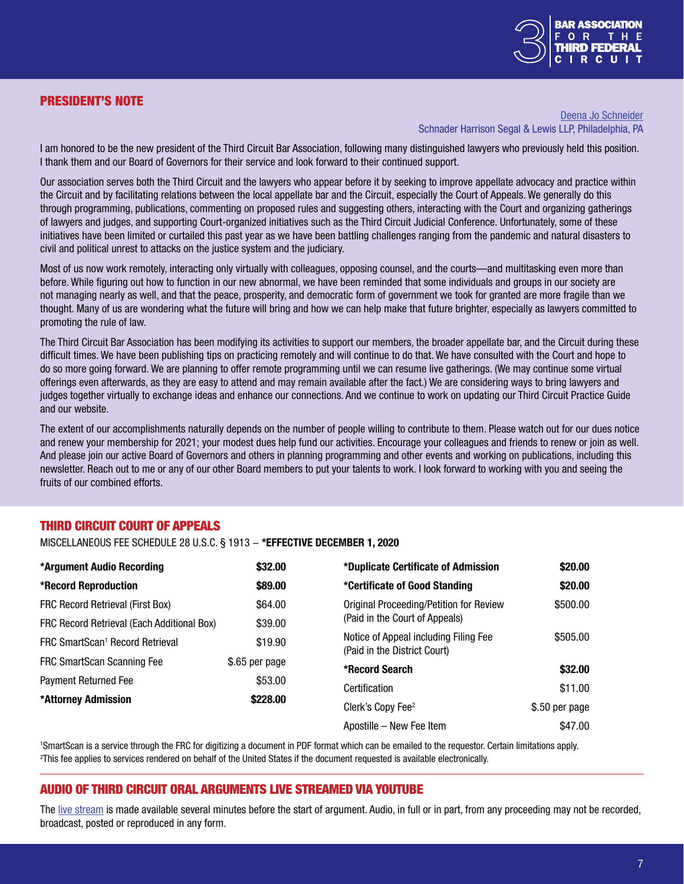## PRESIDENT'S NOTE

Deena Jo Schneider
Schnader Harrison Segal & Lewis LLP, Philadelphia, PA

I am honored to be the new president of the Third Circuit Bar Association, following many distinguished lawyers who previously held this position. I thank them and our Board of Governors for their service and look forward to their continued support.

Our association serves both the Third Circuit and the lawyers who appear before it by seeking to improve appellate advocacy and practice within the Circuit and by facilitating relations between the local appellate bar and the Circuit, especially the Court of Appeals. We generally do this through programming, publications, commenting on proposed rules and suggesting others, interacting with the Court and organizing gatherings of lawyers and judges, and supporting Court-organized initiatives such as the Third Circuit Judicial Conference. Unfortunately, some of these initiatives have been limited or curtailed this past year as we have been battling challenges ranging from the pandemic and natural disasters to civil and political unrest to attacks on the justice system and the judiciary.

Most of us now work remotely, interacting only virtually with colleagues, opposing counsel, and the courts—and multitasking even more than before. While figuring out how to function in our new abnormal, we have been reminded that some individuals and groups in our society are not managing nearly as well, and that the peace, prosperity, and democratic form of government we took for granted are more fragile than we thought. Many of us are wondering what the future will bring and how we can help make that future brighter, especially as lawyers committed to promoting the rule of law.

The Third Circuit Bar Association has been modifying its activities to support our members, the broader appellate bar, and the Circuit during these difficult times. We have been publishing tips on practicing remotely and will continue to do that. We have consulted with the Court and hope to do so more going forward. We are planning to offer remote programming until we can resume live gatherings. (We may continue some virtual offerings even afterwards, as they are easy to attend and may remain available after the fact.) We are considering ways to bring lawyers and judges together virtually to exchange ideas and enhance our connections. And we continue to work on updating our Third Circuit Practice Guide and our website.

The extent of our accomplishments naturally depends on the number of people willing to contribute to them. Please watch out for our dues notice and renew your membership for 2021; your modest dues help fund our activities. Encourage your colleagues and friends to renew or join as well. And please join our active Board of Governors and others in planning programming and other events and working on publications, including this newsletter. Reach out to me or any of our other Board members to put your talents to work. I look forward to working with you and seeing the fruits of our combined efforts.

## THIRD CIRCUIT COURT OF APPEALS

MISCELLANEOUS FEE SCHEDULE 28 U.S.C. § 1913 – ***EFFECTIVE DECEMBER 1, 2020**

| Item | Fee |
|---|---|
| ***Argument Audio Recording** | **$32.00** |
| ***Record Reproduction** | **$89.00** |
| FRC Record Retrieval (First Box) | $64.00 |
| FRC Record Retrieval (Each Additional Box) | $39.00 |
| FRC SmartScan[1] Record Retrieval | $19.90 |
| FRC SmartScan Scanning Fee | $.65 per page |
| Payment Returned Fee | $53.00 |
| ***Attorney Admission** | **$228.00** |
| ***Duplicate Certificate of Admission** | **$20.00** |
| ***Certificate of Good Standing** | **$20.00** |
| Original Proceeding/Petition for Review (Paid in the Court of Appeals) | $500.00 |
| Notice of Appeal including Filing Fee (Paid in the District Court) | $505.00 |
| ***Record Search** | **$32.00** |
| Certification | $11.00 |
| Clerk's Copy Fee[2] | $.50 per page |
| Apostille – New Fee Item | $47.00 |

[1]SmartScan is a service through the FRC for digitizing a document in PDF format which can be emailed to the requestor. Certain limitations apply.
[2]This fee applies to services rendered on behalf of the United States if the document requested is available electronically.

## AUDIO OF THIRD CIRCUIT ORAL ARGUMENTS LIVE STREAMED VIA YOUTUBE

The live stream is made available several minutes before the start of argument. Audio, in full or in part, from any proceeding may not be recorded, broadcast, posted or reproduced in any form.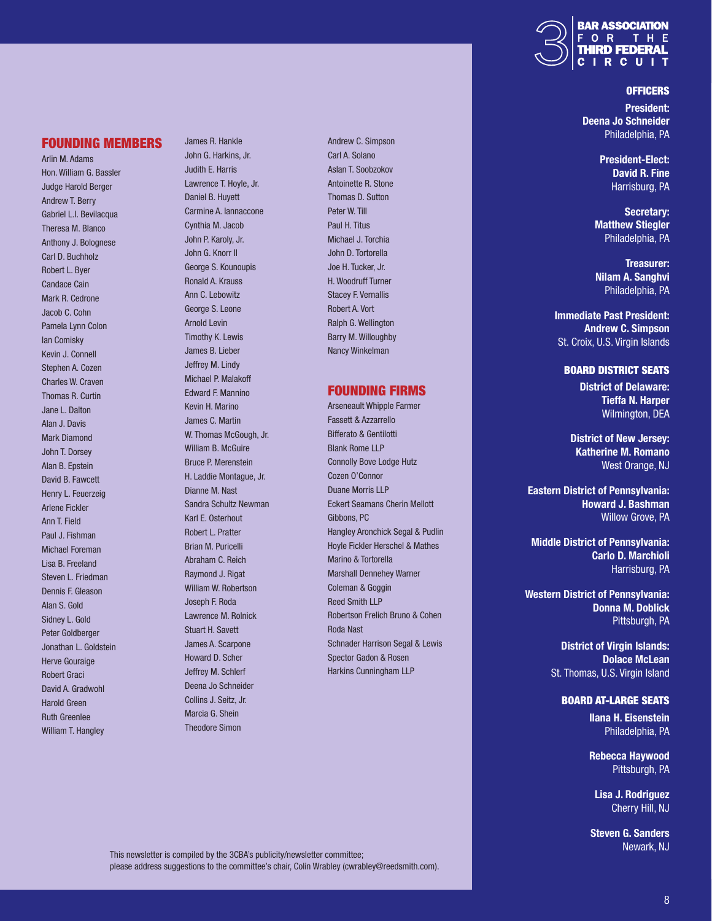## FOUNDING MEMBERS

Arlin M. Adams
Hon. William G. Bassler
Judge Harold Berger
Andrew T. Berry
Gabriel L.I. Bevilacqua
Theresa M. Blanco
Anthony J. Bolognese
Carl D. Buchholz
Robert L. Byer
Candace Cain
Mark R. Cedrone
Jacob C. Cohn
Pamela Lynn Colon
Ian Comisky
Kevin J. Connell
Stephen A. Cozen
Charles W. Craven
Thomas R. Curtin
Jane L. Dalton
Alan J. Davis
Mark Diamond
John T. Dorsey
Alan B. Epstein
David B. Fawcett
Henry L. Feuerzeig
Arlene Fickler
Ann T. Field
Paul J. Fishman
Michael Foreman
Lisa B. Freeland
Steven L. Friedman
Dennis F. Gleason
Alan S. Gold
Sidney L. Gold
Peter Goldberger
Jonathan L. Goldstein
Herve Gouraige
Robert Graci
David A. Gradwohl
Harold Green
Ruth Greenlee
William T. Hangley
James R. Hankle
John G. Harkins, Jr.
Judith E. Harris
Lawrence T. Hoyle, Jr.
Daniel B. Huyett
Carmine A. Iannaccone
Cynthia M. Jacob
John P. Karoly, Jr.
John G. Knorr II
George S. Kounoupis
Ronald A. Krauss
Ann C. Lebowitz
George S. Leone
Arnold Levin
Timothy K. Lewis
James B. Lieber
Jeffrey M. Lindy
Michael P. Malakoff
Edward F. Mannino
Kevin H. Marino
James C. Martin
W. Thomas McGough, Jr.
William B. McGuire
Bruce P. Merenstein
H. Laddie Montague, Jr.
Dianne M. Nast
Sandra Schultz Newman
Karl E. Osterhout
Robert L. Pratter
Brian M. Puricelli
Abraham C. Reich
Raymond J. Rigat
William W. Robertson
Joseph F. Roda
Lawrence M. Rolnick
Stuart H. Savett
James A. Scarpone
Howard D. Scher
Jeffrey M. Schlerf
Deena Jo Schneider
Collins J. Seitz, Jr.
Marcia G. Shein
Theodore Simon
Andrew C. Simpson
Carl A. Solano
Aslan T. Soobzokov
Antoinette R. Stone
Thomas D. Sutton
Peter W. Till
Paul H. Titus
Michael J. Torchia
John D. Tortorella
Joe H. Tucker, Jr.
H. Woodruff Turner
Stacey F. Vernallis
Robert A. Vort
Ralph G. Wellington
Barry M. Willoughby
Nancy Winkelman

## FOUNDING FIRMS

Arseneault Whipple Farmer
Fassett & Azzarrello
Bifferato & Gentilotti
Blank Rome LLP
Connolly Bove Lodge Hutz
Cozen O'Connor
Duane Morris LLP
Eckert Seamans Cherin Mellott
Gibbons, PC
Hangley Aronchick Segal & Pudlin
Hoyle Fickler Herschel & Mathes
Marino & Tortorella
Marshall Dennehey Warner
Coleman & Goggin
Reed Smith LLP
Robertson Frelich Bruno & Cohen
Roda Nast
Schnader Harrison Segal & Lewis
Spector Gadon & Rosen
Harkins Cunningham LLP

This newsletter is compiled by the 3CBA's publicity/newsletter committee; please address suggestions to the committee's chair, Colin Wrabley (cwrabley@reedsmith.com).

# BAR ASSOCIATION FOR THE THIRD FEDERAL CIRCUIT

### OFFICERS

**President:**
**Deena Jo Schneider**
Philadelphia, PA

**President-Elect:**
**David R. Fine**
Harrisburg, PA

**Secretary:**
**Matthew Stiegler**
Philadelphia, PA

**Treasurer:**
**Nilam A. Sanghvi**
Philadelphia, PA

**Immediate Past President:**
**Andrew C. Simpson**
St. Croix, U.S. Virgin Islands

### BOARD DISTRICT SEATS

**District of Delaware:**
**Tieffa N. Harper**
Wilmington, DEA

**District of New Jersey:**
**Katherine M. Romano**
West Orange, NJ

**Eastern District of Pennsylvania:**
**Howard J. Bashman**
Willow Grove, PA

**Middle District of Pennsylvania:**
**Carlo D. Marchioli**
Harrisburg, PA

**Western District of Pennsylvania:**
**Donna M. Doblick**
Pittsburgh, PA

**District of Virgin Islands:**
**Dolace McLean**
St. Thomas, U.S. Virgin Island

### BOARD AT-LARGE SEATS

**Ilana H. Eisenstein**
Philadelphia, PA

**Rebecca Haywood**
Pittsburgh, PA

**Lisa J. Rodriguez**
Cherry Hill, NJ

**Steven G. Sanders**
Newark, NJ